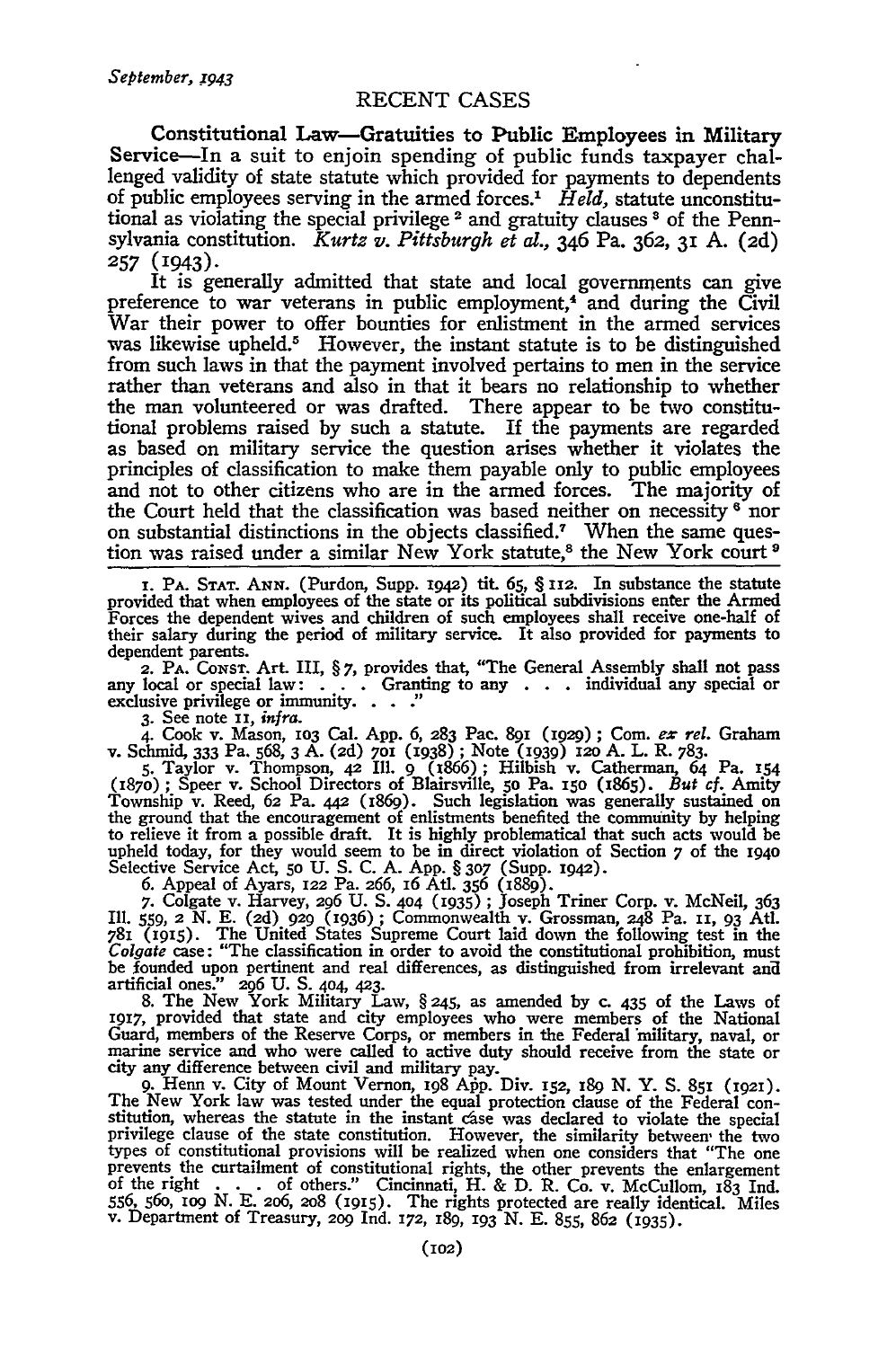## RECENT CASES

**Constitutional Law—Gratuities to Public Employees in Military Service**—In a suit to enjoin spending of public funds taxpayer challenged validity of state statute which provided for payments to dependents of public employees serving in the armed forces.[1] *Held,* statute unconstitutional as violating the special privilege [2] and gratuity clauses [3] of the Pennsylvania constitution. *Kurtz v. Pittsburgh et al.,* 346 Pa. 362, 31 A. (2d) 257 (1943).

It is generally admitted that state and local governments can give preference to war veterans in public employment,[4] and during the Civil War their power to offer bounties for enlistment in the armed services was likewise upheld.[5] However, the instant statute is to be distinguished from such laws in that the payment involved pertains to men in the service rather than veterans and also in that it bears no relationship to whether the man volunteered or was drafted. There appear to be two constitutional problems raised by such a statute. If the payments are regarded as based on military service the question arises whether it violates the principles of classification to make them payable only to public employees and not to other citizens who are in the armed forces. The majority of the Court held that the classification was based neither on necessity [6] nor on substantial distinctions in the objects classified.[7] When the same question was raised under a similar New York statute,[8] the New York court [9]

---

1. PA. STAT. ANN. (Purdon, Supp. 1942) tit. 65, § 112. In substance the statute provided that when employees of the state or its political subdivisions enter the Armed Forces the dependent wives and children of such employees shall receive one-half of their salary during the period of military service. It also provided for payments to dependent parents.

2. PA. CONST. Art. III, § 7, provides that, "The General Assembly shall not pass any local or special law: . . . Granting to any . . . individual any special or exclusive privilege or immunity. . . ."

3. See note 11, *infra.*

4. Cook v. Mason, 103 Cal. App. 6, 283 Pac. 891 (1929); Com. *ex rel.* Graham v. Schmid, 333 Pa. 568, 3 A. (2d) 701 (1938); Note (1939) 120 A. L. R. 783.

5. Taylor v. Thompson, 42 Ill. 9 (1866); Hilbish v. Catherman, 64 Pa. 154 (1870); Speer v. School Directors of Blairsville, 50 Pa. 150 (1865). *But cf.* Amity Township v. Reed, 62 Pa. 442 (1869). Such legislation was generally sustained on the ground that the encouragement of enlistments benefited the community by helping to relieve it from a possible draft. It is highly problematical that such acts would be upheld today, for they would seem to be in direct violation of Section 7 of the 1940 Selective Service Act, 50 U. S. C. A. App. § 307 (Supp. 1942).

6. Appeal of Ayars, 122 Pa. 266, 16 Atl. 356 (1889).

7. Colgate v. Harvey, 296 U. S. 404 (1935); Joseph Triner Corp. v. McNeil, 363 Ill. 559, 2 N. E. (2d) 929 (1936); Commonwealth v. Grossman, 248 Pa. 11, 93 Atl. 781 (1915). The United States Supreme Court laid down the following test in the *Colgate* case: "The classification in order to avoid the constitutional prohibition, must be founded upon pertinent and real differences, as distinguished from irrelevant and artificial ones." 296 U. S. 404, 423.

8. The New York Military Law, § 245, as amended by c. 435 of the Laws of 1917, provided that state and city employees who were members of the National Guard, members of the Reserve Corps, or members in the Federal military, naval, or marine service and who were called to active duty should receive from the state or city any difference between civil and military pay.

9. Henn v. City of Mount Vernon, 198 App. Div. 152, 189 N. Y. S. 851 (1921). The New York law was tested under the equal protection clause of the Federal constitution, whereas the statute in the instant case was declared to violate the special privilege clause of the state constitution. However, the similarity between the two types of constitutional provisions will be realized when one considers that "The one prevents the curtailment of constitutional rights, the other prevents the enlargement of the right . . . of others." Cincinnati, H. & D. R. Co. v. McCullom, 183 Ind. 556, 560, 109 N. E. 206, 208 (1915). The rights protected are really identical. Miles v. Department of Treasury, 209 Ind. 172, 189, 193 N. E. 855, 862 (1935).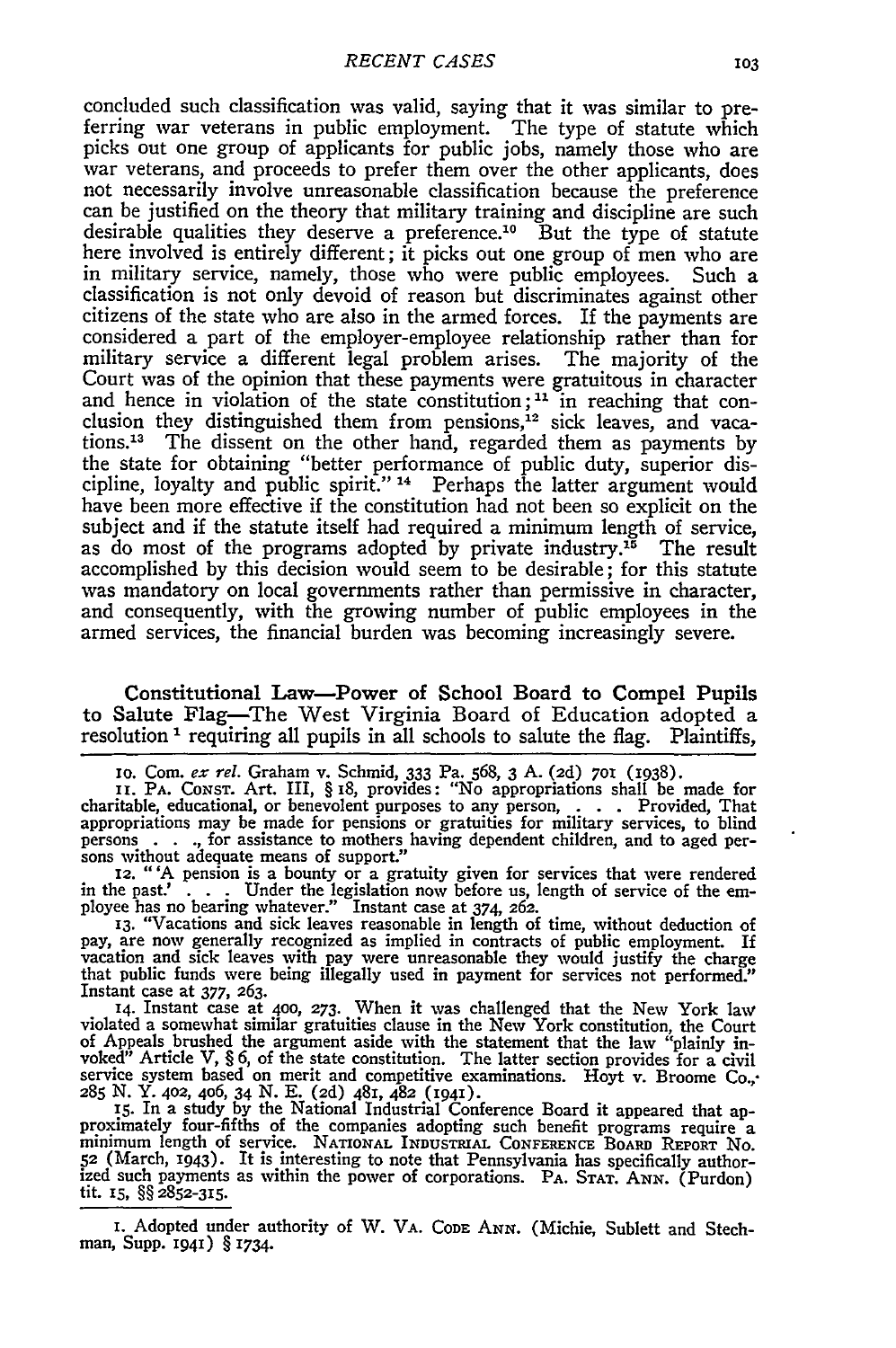concluded such classification was valid, saying that it was similar to preferring war veterans in public employment. The type of statute which picks out one group of applicants for public jobs, namely those who are war veterans, and proceeds to prefer them over the other applicants, does not necessarily involve unreasonable classification because the preference can be justified on the theory that military training and discipline are such desirable qualities they deserve a preference.[10] But the type of statute here involved is entirely different; it picks out one group of men who are in military service, namely, those who were public employees. Such a classification is not only devoid of reason but discriminates against other citizens of the state who are also in the armed forces. If the payments are considered a part of the employer-employee relationship rather than for military service a different legal problem arises. The majority of the Court was of the opinion that these payments were gratuitous in character and hence in violation of the state constitution;[11] in reaching that conclusion they distinguished them from pensions,[12] sick leaves, and vacations.[13] The dissent on the other hand, regarded them as payments by the state for obtaining "better performance of public duty, superior discipline, loyalty and public spirit."[14] Perhaps the latter argument would have been more effective if the constitution had not been so explicit on the subject and if the statute itself had required a minimum length of service, as do most of the programs adopted by private industry.[15] The result accomplished by this decision would seem to be desirable; for this statute was mandatory on local governments rather than permissive in character, and consequently, with the growing number of public employees in the armed services, the financial burden was becoming increasingly severe.

**Constitutional Law—Power of School Board to Compel Pupils to Salute Flag**—The West Virginia Board of Education adopted a resolution[1] requiring all pupils in all schools to salute the flag. Plaintiffs,

10. Com. *ex rel.* Graham v. Schmid, 333 Pa. 568, 3 A. (2d) 701 (1938).

11. PA. CONST. Art. III, § 18, provides: "No appropriations shall be made for charitable, educational, or benevolent purposes to any person, . . . Provided, That appropriations may be made for pensions or gratuities for military services, to blind persons . . ., for assistance to mothers having dependent children, and to aged persons without adequate means of support."

12. "'A pension is a bounty or a gratuity given for services that were rendered in the past.' . . . Under the legislation now before us, length of service of the employee has no bearing whatever." Instant case at 374, 262.

13. "Vacations and sick leaves reasonable in length of time, without deduction of pay, are now generally recognized as implied in contracts of public employment. If vacation and sick leaves with pay were unreasonable they would justify the charge that public funds were being illegally used in payment for services not performed." Instant case at 377, 263.

14. Instant case at 400, 273. When it was challenged that the New York law violated a somewhat similar gratuities clause in the New York constitution, the Court of Appeals brushed the argument aside with the statement that the law "plainly invoked" Article V, § 6, of the state constitution. The latter section provides for a civil service system based on merit and competitive examinations. Hoyt v. Broome Co., 285 N. Y. 402, 406, 34 N. E. (2d) 481, 482 (1941).

15. In a study by the National Industrial Conference Board it appeared that approximately four-fifths of the companies adopting such benefit programs require a minimum length of service. NATIONAL INDUSTRIAL CONFERENCE BOARD REPORT No. 52 (March, 1943). It is interesting to note that Pennsylvania has specifically authorized such payments as within the power of corporations. PA. STAT. ANN. (Purdon) tit. 15, §§ 2852-315.

1. Adopted under authority of W. VA. CODE ANN. (Michie, Sublett and Stechman, Supp. 1941) § 1734.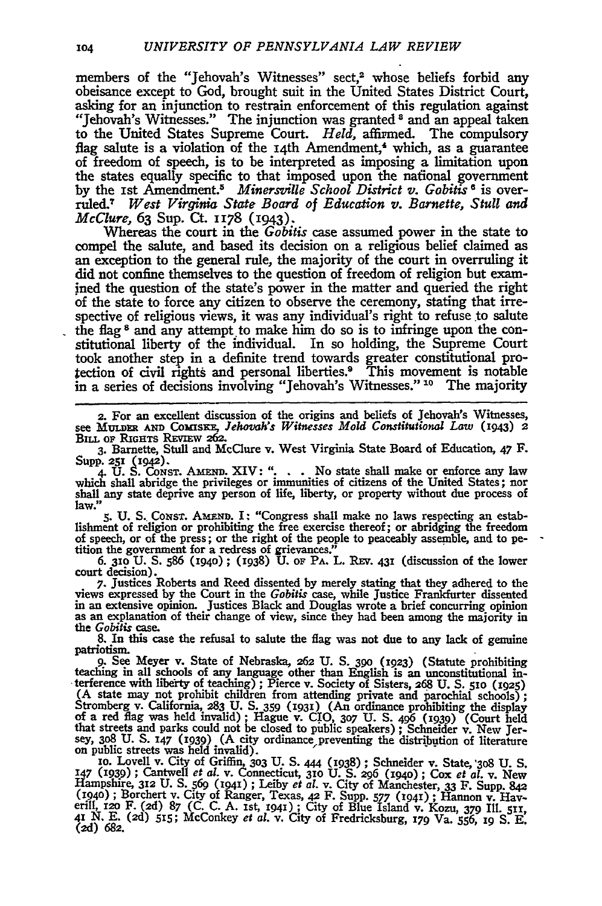members of the "Jehovah's Witnesses" sect,[2] whose beliefs forbid any obeisance except to God, brought suit in the United States District Court, asking for an injunction to restrain enforcement of this regulation against "Jehovah's Witnesses." The injunction was granted[3] and an appeal taken to the United States Supreme Court. *Held*, affirmed. The compulsory flag salute is a violation of the 14th Amendment,[4] which, as a guarantee of freedom of speech, is to be interpreted as imposing a limitation upon the states equally specific to that imposed upon the national government by the 1st Amendment.[5] *Minersville School District v. Gobitis*[6] is overruled.[7] *West Virginia State Board of Education v. Barnette, Stull and McClure*, 63 Sup. Ct. 1178 (1943).

Whereas the court in the *Gobitis* case assumed power in the state to compel the salute, and based its decision on a religious belief claimed as an exception to the general rule, the majority of the court in overruling it did not confine themselves to the question of freedom of religion but examined the question of the state's power in the matter and queried the right of the state to force any citizen to observe the ceremony, stating that irrespective of religious views, it was any individual's right to refuse to salute the flag[8] and any attempt to make him do so is to infringe upon the constitutional liberty of the individual. In so holding, the Supreme Court took another step in a definite trend towards greater constitutional protection of civil rights and personal liberties.[9] This movement is notable in a series of decisions involving "Jehovah's Witnesses."[10] The majority

---

2. For an excellent discussion of the origins and beliefs of Jehovah's Witnesses, see MULDER AND COMISKY, *Jehovah's Witnesses Mold Constitutional Law* (1943) 2 BILL OF RIGHTS REVIEW 262.

3. Barnette, Stull and McClure v. West Virginia State Board of Education, 47 F. Supp. 251 (1942).

4. U. S. CONST. AMEND. XIV: ". . . No state shall make or enforce any law which shall abridge the privileges or immunities of citizens of the United States; nor shall any state deprive any person of life, liberty, or property without due process of law."

5. U. S. CONST. AMEND. I: "Congress shall make no laws respecting an establishment of religion or prohibiting the free exercise thereof; or abridging the freedom of speech, or of the press; or the right of the people to peaceably assemble, and to petition the government for a redress of grievances."

6. 310 U. S. 586 (1940); (1938) U. OF PA. L. REV. 431 (discussion of the lower court decision).

7. Justices Roberts and Reed dissented by merely stating that they adhered to the views expressed by the Court in the *Gobitis* case, while Justice Frankfurter dissented in an extensive opinion. Justices Black and Douglas wrote a brief concurring opinion as an explanation of their change of view, since they had been among the majority in the *Gobitis* case.

8. In this case the refusal to salute the flag was not due to any lack of genuine patriotism.

9. See Meyer v. State of Nebraska, 262 U. S. 390 (1923) (Statute prohibiting teaching in all schools of any language other than English is an unconstitutional interference with liberty of teaching); Pierce v. Society of Sisters, 268 U. S. 510 (1925) (A state may not prohibit children from attending private and parochial schools); Stromberg v. California, 283 U. S. 359 (1931) (An ordinance prohibiting the display of a red flag was held invalid); Hague v. CIO, 307 U. S. 496 (1939) (Court held that streets and parks could not be closed to public speakers); Schneider v. New Jersey, 308 U. S. 147 (1939) (A city ordinance preventing the distribution of literature on public streets was held invalid).

10. Lovell v. City of Griffin, 303 U. S. 444 (1938); Schneider v. State, 308 U. S. 147 (1939); Cantwell *et al.* v. Connecticut, 310 U. S. 296 (1940); Cox *et al.* v. New Hampshire, 312 U. S. 569 (1941); Leiby *et al.* v. City of Manchester, 33 F. Supp. 842 (1940); Borchert v. City of Ranger, Texas, 42 F. Supp. 577 (1941); Hannon v. Haverill, 120 F. (2d) 87 (C. C. A. 1st, 1941); City of Blue Island v. Kozu, 379 Ill. 511, 41 N. E. (2d) 515; McConkey *et al.* v. City of Fredricksburg, 179 Va. 556, 19 S. E. (2d) 682.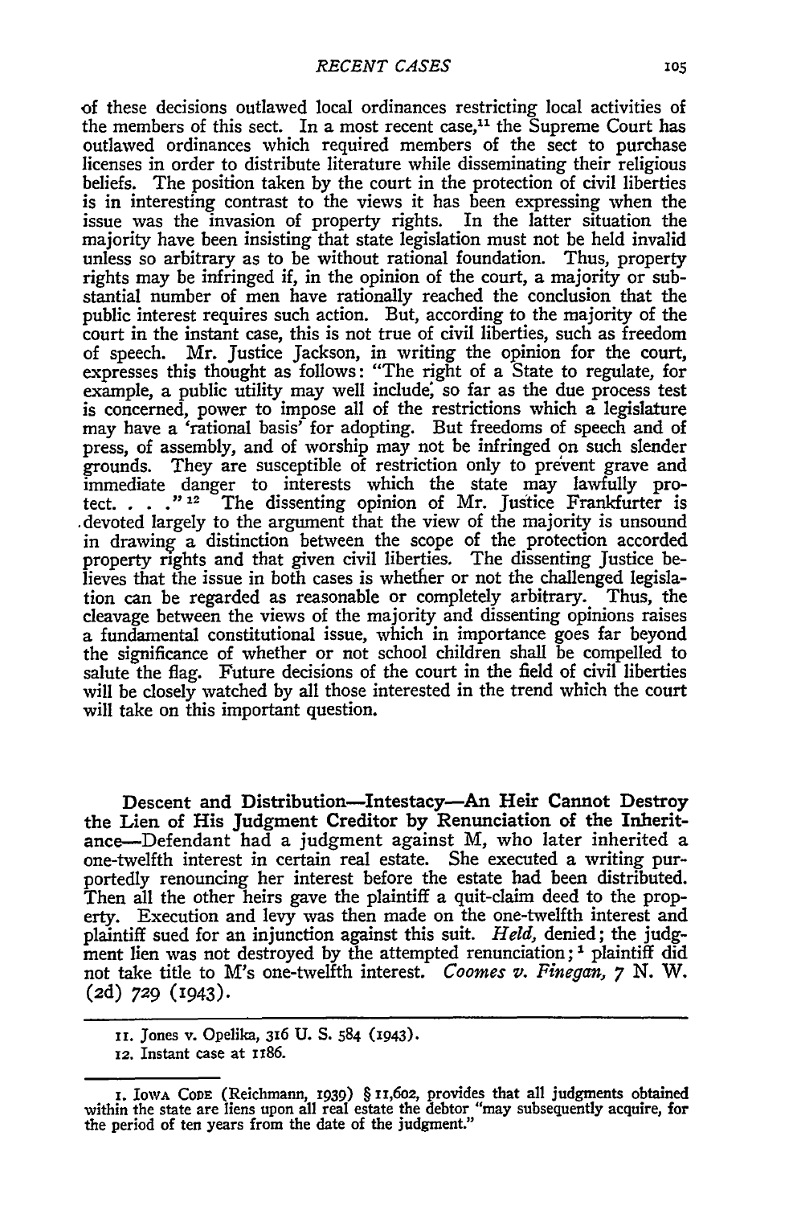of these decisions outlawed local ordinances restricting local activities of the members of this sect. In a most recent case,[11] the Supreme Court has outlawed ordinances which required members of the sect to purchase licenses in order to distribute literature while disseminating their religious beliefs. The position taken by the court in the protection of civil liberties is in interesting contrast to the views it has been expressing when the issue was the invasion of property rights. In the latter situation the majority have been insisting that state legislation must not be held invalid unless so arbitrary as to be without rational foundation. Thus, property rights may be infringed if, in the opinion of the court, a majority or substantial number of men have rationally reached the conclusion that the public interest requires such action. But, according to the majority of the court in the instant case, this is not true of civil liberties, such as freedom of speech. Mr. Justice Jackson, in writing the opinion for the court, expresses this thought as follows: "The right of a State to regulate, for example, a public utility may well include, so far as the due process test is concerned, power to impose all of the restrictions which a legislature may have a 'rational basis' for adopting. But freedoms of speech and of press, of assembly, and of worship may not be infringed on such slender grounds. They are susceptible of restriction only to prevent grave and immediate danger to interests which the state may lawfully protect. . . ."[12] The dissenting opinion of Mr. Justice Frankfurter is devoted largely to the argument that the view of the majority is unsound in drawing a distinction between the scope of the protection accorded property rights and that given civil liberties. The dissenting Justice believes that the issue in both cases is whether or not the challenged legislation can be regarded as reasonable or completely arbitrary. Thus, the cleavage between the views of the majority and dissenting opinions raises a fundamental constitutional issue, which in importance goes far beyond the significance of whether or not school children shall be compelled to salute the flag. Future decisions of the court in the field of civil liberties will be closely watched by all those interested in the trend which the court will take on this important question.

**Descent and Distribution—Intestacy—An Heir Cannot Destroy the Lien of His Judgment Creditor by Renunciation of the Inheritance**—Defendant had a judgment against M, who later inherited a one-twelfth interest in certain real estate. She executed a writing purportedly renouncing her interest before the estate had been distributed. Then all the other heirs gave the plaintiff a quit-claim deed to the property. Execution and levy was then made on the one-twelfth interest and plaintiff sued for an injunction against this suit. *Held,* denied; the judgment lien was not destroyed by the attempted renunciation;[1] plaintiff did not take title to M's one-twelfth interest. *Coomes v. Finegan,* 7 N. W. (2d) 729 (1943).

---

11. Jones v. Opelika, 316 U. S. 584 (1943).

12. Instant case at 1186.

---

1. Iowa Code (Reichmann, 1939) § 11,602, provides that all judgments obtained within the state are liens upon all real estate the debtor "may subsequently acquire, for the period of ten years from the date of the judgment."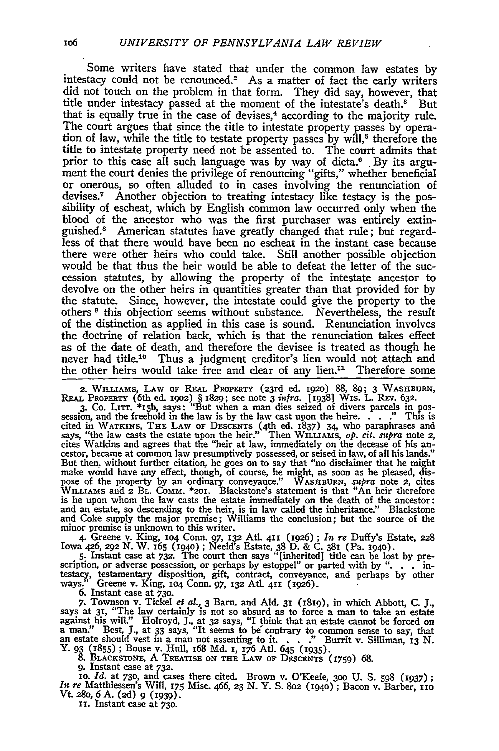Some writers have stated that under the common law estates by intestacy could not be renounced.[2] As a matter of fact the early writers did not touch on the problem in that form. They did say, however, that title under intestacy passed at the moment of the intestate's death.[3] But that is equally true in the case of devises,[4] according to the majority rule. The court argues that since the title to intestate property passes by operation of law, while the title to testate property passes by will,[5] therefore the title to intestate property need not be assented to. The court admits that prior to this case all such language was by way of dicta.[6] By its argument the court denies the privilege of renouncing "gifts," whether beneficial or onerous, so often alluded to in cases involving the renunciation of devises.[7] Another objection to treating intestacy like testacy is the possibility of escheat, which by English common law occurred only when the blood of the ancestor who was the first purchaser was entirely extinguished.[8] American statutes have greatly changed that rule; but regardless of that there would have been no escheat in the instant case because there were other heirs who could take. Still another possible objection would be that thus the heir would be able to defeat the letter of the succession statutes, by allowing the property of the intestate ancestor to devolve on the other heirs in quantities greater than that provided for by the statute. Since, however, the intestate could give the property to the others [9] this objection seems without substance. Nevertheless, the result of the distinction as applied in this case is sound. Renunciation involves the doctrine of relation back, which is that the renunciation takes effect as of the date of death, and therefore the devisee is treated as though he never had title.[10] Thus a judgment creditor's lien would not attach and the other heirs would take free and clear of any lien.[11] Therefore some

---

2. WILLIAMS, LAW OF REAL PROPERTY (23rd ed. 1920) 88, 89; 3 WASHBURN, REAL PROPERTY (6th ed. 1902) § 1829; see note 3 *infra*. [1938] WIS. L. REV. 632.

3. Co. LITT. *15b, says: "But when a man dies seized of divers parcels in possession, and the freehold in the law is by the law cast upon the heire. . . ." This is cited in WATKINS, THE LAW OF DESCENTS (4th ed. 1837) 34, who paraphrases and says, "the law casts the estate upon the heir." Then WILLIAMS, *op. cit. supra* note 2, cites Watkins and agrees that the "heir at law, immediately on the decease of his ancestor, became at common law presumptively possessed, or seised in law, of all his lands." But then, without further citation, he goes on to say that "no disclaimer that he might make would have any effect, though, of course, he might, as soon as he pleased, dispose of the property by an ordinary conveyance." WASHBURN, *supra* note 2, cites WILLIAMS and 2 BL. COMM. *201. Blackstone's statement is that "An heir therefore is he upon whom the law casts the estate immediately on the death of the ancestor: and an estate, so descending to the heir, is in law called the inheritance." Blackstone and Coke supply the major premise; Williams the conclusion; but the source of the minor premise is unknown to this writer.

4. Greene v. King, 104 Conn. 97, 132 Atl. 411 (1926); *In re* Duffy's Estate, 228 Iowa 426, 292 N. W. 165 (1940); Neeld's Estate, 38 D. & C. 381 (Pa. 1940).

5. Instant case at 732. The court then says "[inherited] title can be lost by prescription, or adverse possession, or perhaps by estoppel" or parted with by ". . . intestacy, testamentary disposition, gift, contract, conveyance, and perhaps by other ways." Greene v. King, 104 Conn. 97, 132 Atl. 411 (1926).

6. Instant case at 730.

7. Townson v. Tickel *et al.*, 3 Barn. and Ald. 31 (1819), in which Abbott, C. J., says at 31, "The law certainly is not so absurd as to force a man to take an estate against his will." Holroyd, J., at 32 says, "I think that an estate cannot be forced on a man." Best, J., at 33 says, "It seems to be contrary to common sense to say, that an estate should vest in a man not assenting to it. . . ." Burrit v. Silliman, 13 N. Y. 93 (1855); Bouse v. Hull, 168 Md. 1, 176 Atl. 645 (1935).

8. BLACKSTONE, A TREATISE ON THE LAW OF DESCENTS (1759) 68.

9. Instant case at 732.

10. *Id.* at 730, and cases there cited. Brown v. O'Keefe, 300 U. S. 598 (1937); *In re* Matthiessen's Will, 175 Misc. 466, 23 N. Y. S. 802 (1940); Bacon v. Barber, 110 Vt. 280, 6 A. (2d) 9 (1939).

11. Instant case at 730.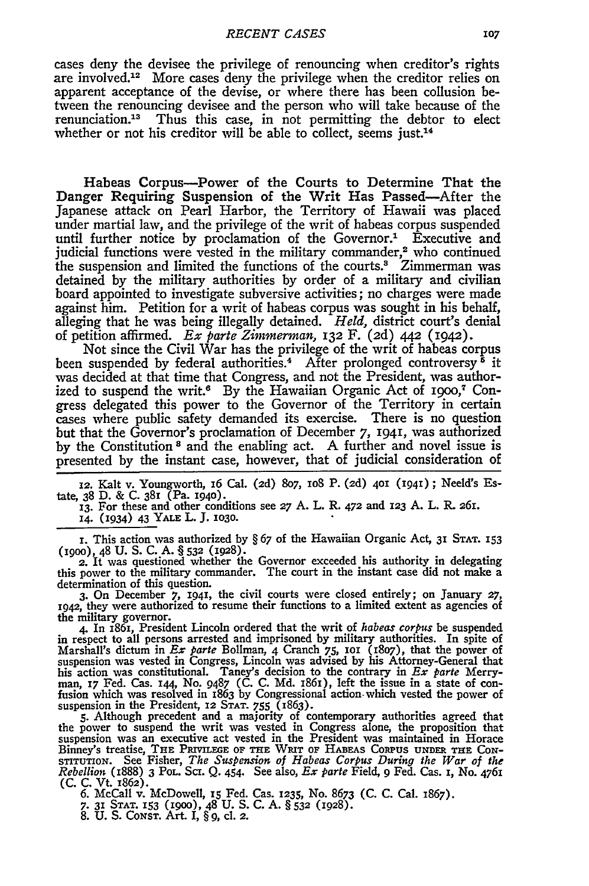cases deny the devisee the privilege of renouncing when creditor's rights are involved.[12] More cases deny the privilege when the creditor relies on apparent acceptance of the devise, or where there has been collusion between the renouncing devisee and the person who will take because of the renunciation.[13] Thus this case, in not permitting the debtor to elect whether or not his creditor will be able to collect, seems just.[14]

12. Kalt v. Youngworth, 16 Cal. (2d) 807, 108 P. (2d) 401 (1941); Neeld's Estate, 38 D. & C. 381 (Pa. 1940).

13. For these and other conditions see 27 A. L. R. 472 and 123 A. L. R. 261.

14. (1934) 43 YALE L. J. 1030.

**Habeas Corpus—Power of the Courts to Determine That the Danger Requiring Suspension of the Writ Has Passed**—After the Japanese attack on Pearl Harbor, the Territory of Hawaii was placed under martial law, and the privilege of the writ of habeas corpus suspended until further notice by proclamation of the Governor.[1] Executive and judicial functions were vested in the military commander,[2] who continued the suspension and limited the functions of the courts.[3] Zimmerman was detained by the military authorities by order of a military and civilian board appointed to investigate subversive activities; no charges were made against him. Petition for a writ of habeas corpus was sought in his behalf, alleging that he was being illegally detained. *Held*, district court's denial of petition affirmed. *Ex parte Zimmerman*, 132 F. (2d) 442 (1942).

Not since the Civil War has the privilege of the writ of habeas corpus been suspended by federal authorities.[4] After prolonged controversy[5] it was decided at that time that Congress, and not the President, was authorized to suspend the writ.[6] By the Hawaiian Organic Act of 1900,[7] Congress delegated this power to the Governor of the Territory in certain cases where public safety demanded its exercise. There is no question but that the Governor's proclamation of December 7, 1941, was authorized by the Constitution[8] and the enabling act. A further and novel issue is presented by the instant case, however, that of judicial consideration of

1. This action was authorized by § 67 of the Hawaiian Organic Act, 31 STAT. 153 (1900), 48 U. S. C. A. § 532 (1928).

2. It was questioned whether the Governor exceeded his authority in delegating this power to the military commander. The court in the instant case did not make a determination of this question.

3. On December 7, 1941, the civil courts were closed entirely; on January 27, 1942, they were authorized to resume their functions to a limited extent as agencies of the military governor.

4. In 1861, President Lincoln ordered that the writ of *habeas corpus* be suspended in respect to all persons arrested and imprisoned by military authorities. In spite of Marshall's dictum in *Ex parte* Bollman, 4 Cranch 75, 101 (1807), that the power of suspension was vested in Congress, Lincoln was advised by his Attorney-General that his action was constitutional. Taney's decision to the contrary in *Ex parte* Merryman, 17 Fed. Cas. 144, No. 9487 (C. C. Md. 1861), left the issue in a state of confusion which was resolved in 1863 by Congressional action which vested the power of suspension in the President, 12 STAT. 755 (1863).

5. Although precedent and a majority of contemporary authorities agreed that the power to suspend the writ was vested in Congress alone, the proposition that suspension was an executive act vested in the President was maintained in Horace Binney's treatise, THE PRIVILEGE OF THE WRIT OF HABEAS CORPUS UNDER THE CONSTITUTION. See Fisher, *The Suspension of Habeas Corpus During the War of the Rebellion* (1888) 3 POL. SCI. Q. 454. See also, *Ex parte* Field, 9 Fed. Cas. 1, No. 4761 (C. C. Vt. 1862).

6. McCall v. McDowell, 15 Fed. Cas. 1235, No. 8673 (C. C. Cal. 1867).

7. 31 STAT. 153 (1900), 48 U. S. C. A. § 532 (1928).

8. U. S. CONST. Art. I, § 9, cl. 2.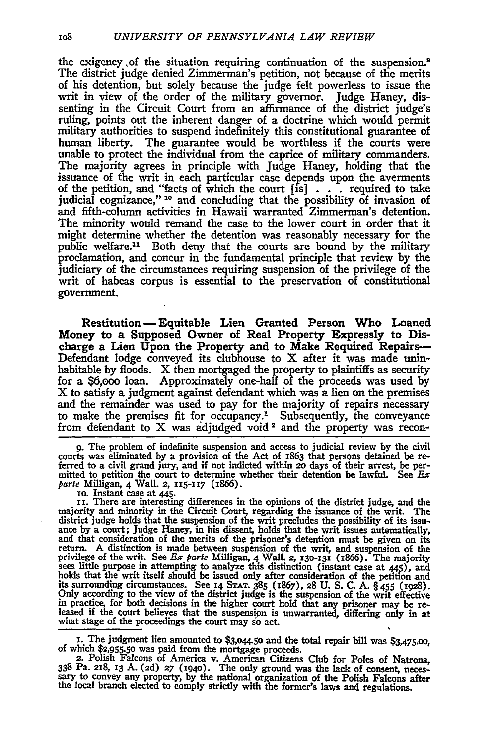the exigency of the situation requiring continuation of the suspension.[9] The district judge denied Zimmerman's petition, not because of the merits of his detention, but solely because the judge felt powerless to issue the writ in view of the order of the military governor. Judge Haney, dissenting in the Circuit Court from an affirmance of the district judge's ruling, points out the inherent danger of a doctrine which would permit military authorities to suspend indefinitely this constitutional guarantee of human liberty. The guarantee would be worthless if the courts were unable to protect the individual from the caprice of military commanders. The majority agrees in principle with Judge Haney, holding that the issuance of the writ in each particular case depends upon the averments of the petition, and "facts of which the court [is] . . . required to take judicial cognizance,"[10] and concluding that the possibility of invasion of and fifth-column activities in Hawaii warranted Zimmerman's detention. The minority would remand the case to the lower court in order that it might determine whether the detention was reasonably necessary for the public welfare.[11] Both deny that the courts are bound by the military proclamation, and concur in the fundamental principle that review by the judiciary of the circumstances requiring suspension of the privilege of the writ of habeas corpus is essential to the preservation of constitutional government.

**Restitution — Equitable Lien Granted Person Who Loaned Money to a Supposed Owner of Real Property Expressly to Discharge a Lien Upon the Property and to Make Required Repairs—** Defendant lodge conveyed its clubhouse to X after it was made uninhabitable by floods. X then mortgaged the property to plaintiffs as security for a \$6,000 loan. Approximately one-half of the proceeds was used by X to satisfy a judgment against defendant which was a lien on the premises and the remainder was used to pay for the majority of repairs necessary to make the premises fit for occupancy.[1] Subsequently, the conveyance from defendant to X was adjudged void[2] and the property was recon-

---

9. The problem of indefinite suspension and access to judicial review by the civil courts was eliminated by a provision of the Act of 1863 that persons detained be referred to a civil grand jury, and if not indicted within 20 days of their arrest, be permitted to petition the court to determine whether their detention be lawful. See *Ex parte* Milligan, 4 Wall. 2, 115-117 (1866).

10. Instant case at 445.

11. There are interesting differences in the opinions of the district judge, and the majority and minority in the Circuit Court, regarding the issuance of the writ. The district judge holds that the suspension of the writ precludes the possibility of its issuance by a court; Judge Haney, in his dissent, holds that the writ issues automatically, and that consideration of the merits of the prisoner's detention must be given on its return. A distinction is made between suspension of the writ, and suspension of the privilege of the writ. See *Ex parte* Milligan, 4 Wall. 2, 130-131 (1866). The majority sees little purpose in attempting to analyze this distinction (instant case at 445), and holds that the writ itself should be issued only after consideration of the petition and its surrounding circumstances. See 14 STAT. 385 (1867), 28 U. S. C. A. § 455 (1928). Only according to the view of the district judge is the suspension of the writ effective in practice, for both decisions in the higher court hold that any prisoner may be released if the court believes that the suspension is unwarranted, differing only in at what stage of the proceedings the court may so act.

---

1. The judgment lien amounted to \$3,044.50 and the total repair bill was \$3,475.00, of which \$2,955.50 was paid from the mortgage proceeds.

2. Polish Falcons of America v. American Citizens Club for Poles of Natrona, 338 Pa. 218, 13 A. (2d) 27 (1940). The only ground was the lack of consent, necessary to convey any property, by the national organization of the Polish Falcons after the local branch elected to comply strictly with the former's laws and regulations.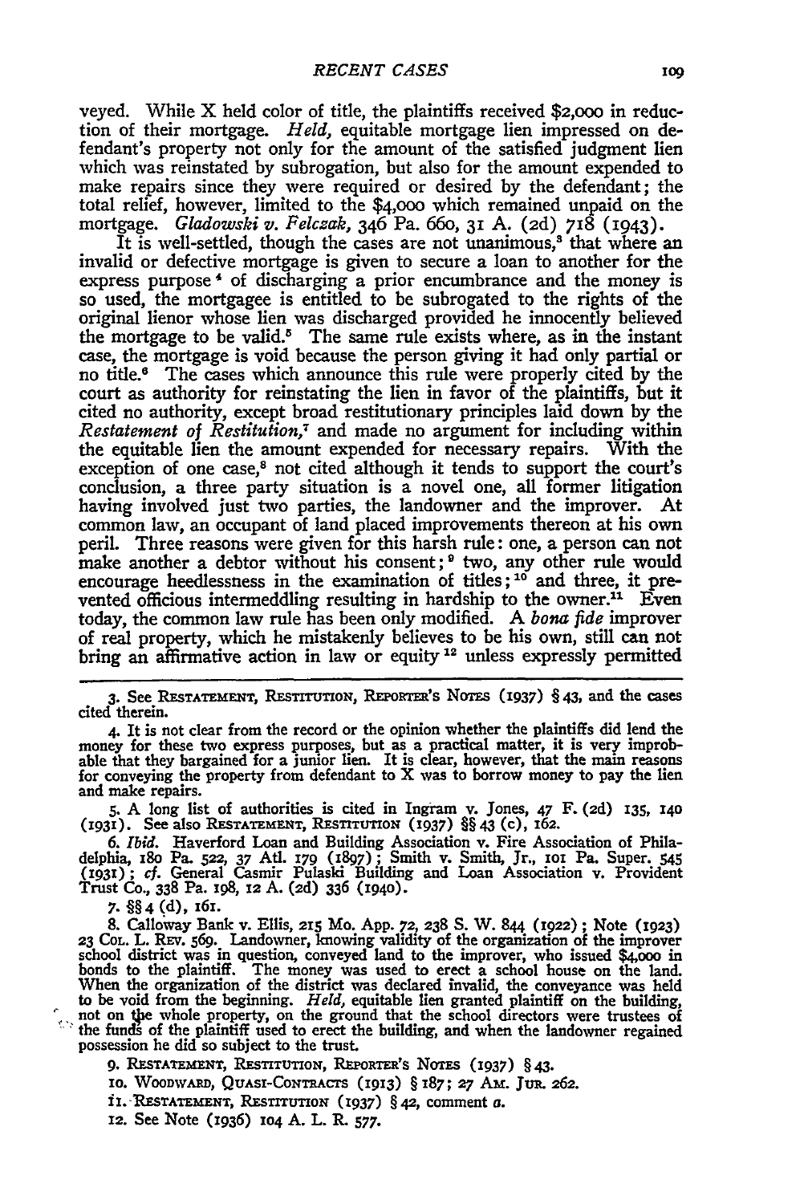veyed. While X held color of title, the plaintiffs received $2,000 in reduction of their mortgage. *Held*, equitable mortgage lien impressed on defendant's property not only for the amount of the satisfied judgment lien which was reinstated by subrogation, but also for the amount expended to make repairs since they were required or desired by the defendant; the total relief, however, limited to the $4,000 which remained unpaid on the mortgage. *Gladowski v. Felczak*, 346 Pa. 660, 31 A. (2d) 718 (1943).

It is well-settled, though the cases are not unanimous,[3] that where an invalid or defective mortgage is given to secure a loan to another for the express purpose[4] of discharging a prior encumbrance and the money is so used, the mortgagee is entitled to be subrogated to the rights of the original lienor whose lien was discharged provided he innocently believed the mortgage to be valid.[5] The same rule exists where, as in the instant case, the mortgage is void because the person giving it had only partial or no title.[6] The cases which announce this rule were properly cited by the court as authority for reinstating the lien in favor of the plaintiffs, but it cited no authority, except broad restitutionary principles laid down by the *Restatement of Restitution*,[7] and made no argument for including within the equitable lien the amount expended for necessary repairs. With the exception of one case,[8] not cited although it tends to support the court's conclusion, a three party situation is a novel one, all former litigation having involved just two parties, the landowner and the improver. At common law, an occupant of land placed improvements thereon at his own peril. Three reasons were given for this harsh rule: one, a person can not make another a debtor without his consent;[9] two, any other rule would encourage heedlessness in the examination of titles;[10] and three, it prevented officious intermeddling resulting in hardship to the owner.[11] Even today, the common law rule has been only modified. A *bona fide* improver of real property, which he mistakenly believes to be his own, still can not bring an affirmative action in law or equity[12] unless expressly permitted

---

3. See RESTATEMENT, RESTITUTION, REPORTER'S NOTES (1937) § 43, and the cases cited therein.

4. It is not clear from the record or the opinion whether the plaintiffs did lend the money for these two express purposes, but as a practical matter, it is very improbable that they bargained for a junior lien. It is clear, however, that the main reasons for conveying the property from defendant to X was to borrow money to pay the lien and make repairs.

5. A long list of authorities is cited in Ingram v. Jones, 47 F. (2d) 135, 140 (1931). See also RESTATEMENT, RESTITUTION (1937) §§ 43 (c), 162.

6. *Ibid.* Haverford Loan and Building Association v. Fire Association of Philadelphia, 180 Pa. 522, 37 Atl. 179 (1897); Smith v. Smith, Jr., 101 Pa. Super. 545 (1931); *cf.* General Casmir Pulaski Building and Loan Association v. Provident Trust Co., 338 Pa. 198, 12 A. (2d) 336 (1940).

7. §§ 4 (d), 161.

8. Calloway Bank v. Ellis, 215 Mo. App. 72, 238 S. W. 844 (1922); Note (1923) 23 COL. L. REV. 569. Landowner, knowing validity of the organization of the improver school district was in question, conveyed land to the improver, who issued $4,000 in bonds to the plaintiff. The money was used to erect a school house on the land. When the organization of the district was declared invalid, the conveyance was held to be void from the beginning. *Held*, equitable lien granted plaintiff on the building, not on the whole property, on the ground that the school directors were trustees of the funds of the plaintiff used to erect the building, and when the landowner regained possession he did so subject to the trust.

9. RESTATEMENT, RESTITUTION, REPORTER'S NOTES (1937) § 43.

10. WOODWARD, QUASI-CONTRACTS (1913) § 187; 27 AM. JUR. 262.

11. RESTATEMENT, RESTITUTION (1937) § 42, comment *a*.

12. See Note (1936) 104 A. L. R. 577.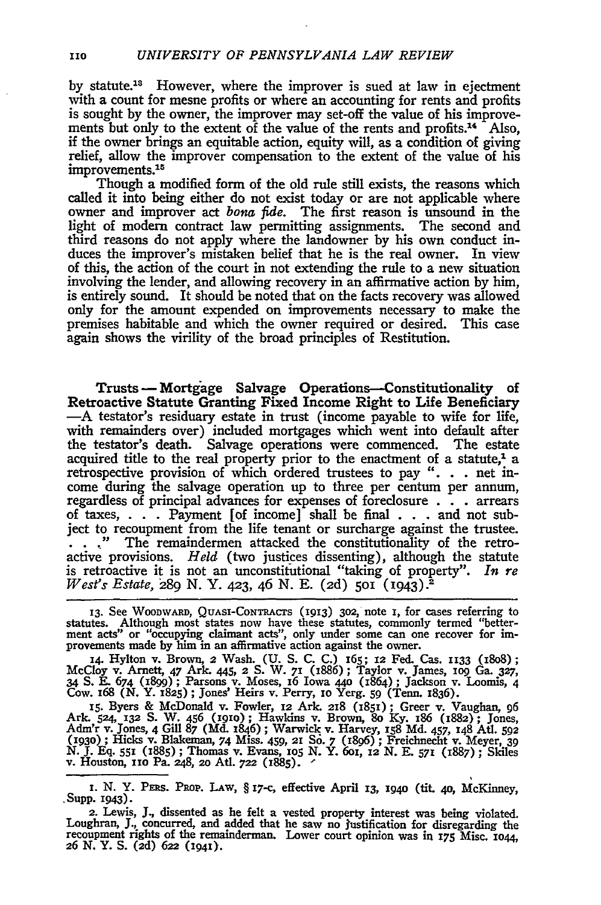by statute.[13] However, where the improver is sued at law in ejectment with a count for mesne profits or where an accounting for rents and profits is sought by the owner, the improver may set-off the value of his improvements but only to the extent of the value of the rents and profits.[14] Also, if the owner brings an equitable action, equity will, as a condition of giving relief, allow the improver compensation to the extent of the value of his improvements.[15]

Though a modified form of the old rule still exists, the reasons which called it into being either do not exist today or are not applicable where owner and improver act *bona fide*. The first reason is unsound in the light of modern contract law permitting assignments. The second and third reasons do not apply where the landowner by his own conduct induces the improver's mistaken belief that he is the real owner. In view of this, the action of the court in not extending the rule to a new situation involving the lender, and allowing recovery in an affirmative action by him, is entirely sound. It should be noted that on the facts recovery was allowed only for the amount expended on improvements necessary to make the premises habitable and which the owner required or desired. This case again shows the virility of the broad principles of Restitution.

**Trusts — Mortgage Salvage Operations—Constitutionality of Retroactive Statute Granting Fixed Income Right to Life Beneficiary** —A testator's residuary estate in trust (income payable to wife for life, with remainders over) included mortgages which went into default after the testator's death. Salvage operations were commenced. The estate acquired title to the real property prior to the enactment of a statute,[1] a retrospective provision of which ordered trustees to pay ". . . net income during the salvage operation up to three per centum per annum, regardless of principal advances for expenses of foreclosure . . . arrears of taxes, . . . Payment [of income] shall be final . . . and not subject to recoupment from the life tenant or surcharge against the trustee. . . ." The remaindermen attacked the constitutionality of the retroactive provisions. *Held* (two justices dissenting), although the statute is retroactive it is not an unconstitutional "taking of property". *In re West's Estate*, 289 N. Y. 423, 46 N. E. (2d) 501 (1943).[2]

---

13. See WOODWARD, QUASI-CONTRACTS (1913) 302, note 1, for cases referring to statutes. Although most states now have these statutes, commonly termed "betterment acts" or "occupying claimant acts", only under some can one recover for improvements made by him in an affirmative action against the owner.

14. Hylton v. Brown, 2 Wash. (U. S. C. C.) 165; 12 Fed. Cas. 1133 (1808); McCloy v. Arnett, 47 Ark. 445, 2 S. W. 71 (1886); Taylor v. James, 109 Ga. 327, 34 S. E. 674 (1899); Parsons v. Moses, 16 Iowa 440 (1864); Jackson v. Loomis, 4 Cow. 168 (N. Y. 1825); Jones' Heirs v. Perry, 10 Yerg. 59 (Tenn. 1836).

15. Byers & McDonald v. Fowler, 12 Ark. 218 (1851); Greer v. Vaughan, 96 Ark. 524, 132 S. W. 456 (1910); Hawkins v. Brown, 80 Ky. 186 (1882); Jones, Adm'r v. Jones, 4 Gill 87 (Md. 1846); Warwick v. Harvey, 158 Md. 457, 148 Atl. 592 (1930); Hicks v. Blakeman, 74 Miss. 459, 21 So. 7 (1896); Freichnecht v. Meyer, 39 N. J. Eq. 551 (1885); Thomas v. Evans, 105 N. Y. 601, 12 N. E. 571 (1887); Skiles v. Houston, 110 Pa. 248, 20 Atl. 722 (1885).

1. N. Y. PERS. PROP. LAW, § 17-c, effective April 13, 1940 (tit. 40, McKinney, Supp. 1943).

2. Lewis, J., dissented as he felt a vested property interest was being violated. Loughran, J., concurred, and added that he saw no justification for disregarding the recoupment rights of the remainderman. Lower court opinion was in 175 Misc. 1044, 26 N. Y. S. (2d) 622 (1941).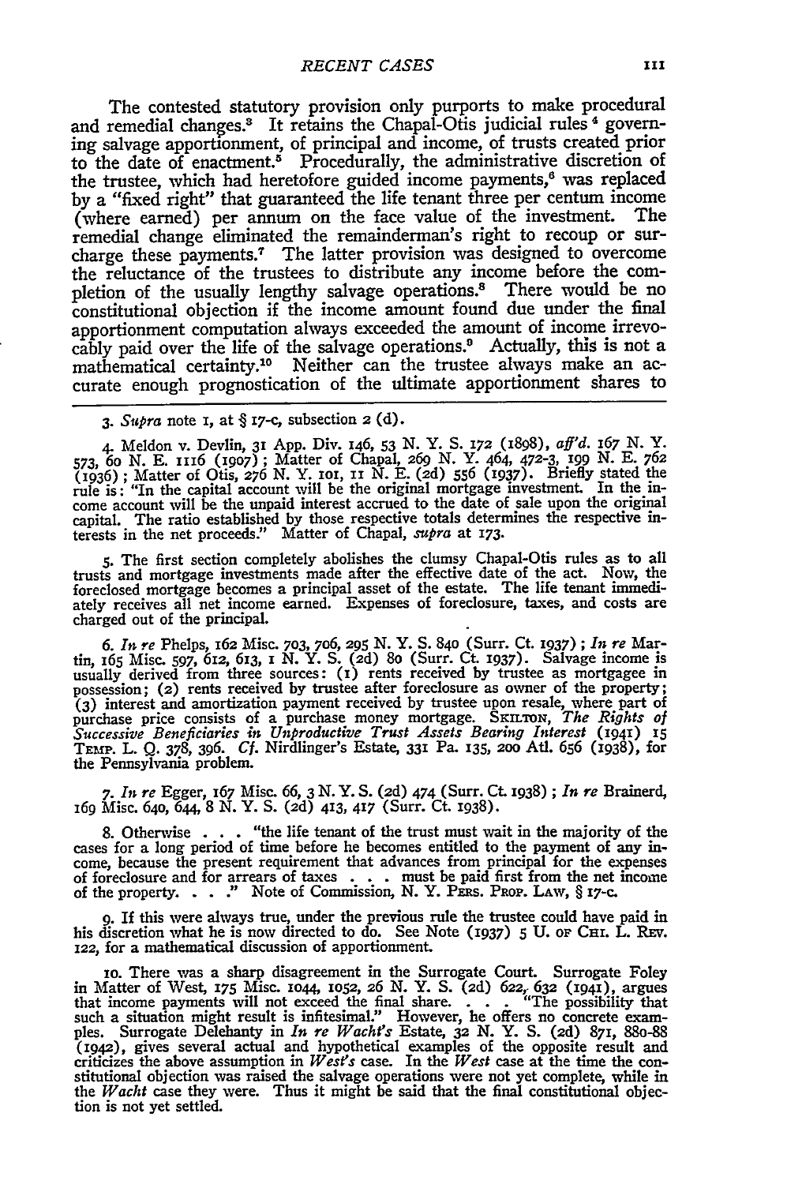The contested statutory provision only purports to make procedural and remedial changes.[3] It retains the Chapal-Otis judicial rules[4] governing salvage apportionment, of principal and income, of trusts created prior to the date of enactment.[5] Procedurally, the administrative discretion of the trustee, which had heretofore guided income payments,[6] was replaced by a "fixed right" that guaranteed the life tenant three per centum income (where earned) per annum on the face value of the investment. The remedial change eliminated the remainderman's right to recoup or surcharge these payments.[7] The latter provision was designed to overcome the reluctance of the trustees to distribute any income before the completion of the usually lengthy salvage operations.[8] There would be no constitutional objection if the income amount found due under the final apportionment computation always exceeded the amount of income irrevocably paid over the life of the salvage operations.[9] Actually, this is not a mathematical certainty.[10] Neither can the trustee always make an accurate enough prognostication of the ultimate apportionment shares to

---

3. *Supra* note 1, at § 17-c, subsection 2 (d).

4. Meldon v. Devlin, 31 App. Div. 146, 53 N. Y. S. 172 (1898), *aff'd.* 167 N. Y. 573, 60 N. E. 1116 (1907); Matter of Chapal, 269 N. Y. 464, 472-3, 199 N. E. 762 (1936); Matter of Otis, 276 N. Y. 101, 11 N. E. (2d) 556 (1937). Briefly stated the rule is: "In the capital account will be the original mortgage investment. In the income account will be the unpaid interest accrued to the date of sale upon the original capital. The ratio established by those respective totals determines the respective interests in the net proceeds." Matter of Chapal, *supra* at 173.

5. The first section completely abolishes the clumsy Chapal-Otis rules as to all trusts and mortgage investments made after the effective date of the act. Now, the foreclosed mortgage becomes a principal asset of the estate. The life tenant immediately receives all net income earned. Expenses of foreclosure, taxes, and costs are charged out of the principal.

6. *In re* Phelps, 162 Misc. 703, 706, 295 N. Y. S. 840 (Surr. Ct. 1937); *In re* Martin, 165 Misc. 597, 612, 613, 1 N. Y. S. (2d) 80 (Surr. Ct. 1937). Salvage income is usually derived from three sources: (1) rents received by trustee as mortgagee in possession; (2) rents received by trustee after foreclosure as owner of the property; (3) interest and amortization payment received by trustee upon resale, where part of purchase price consists of a purchase money mortgage. SKILTON, *The Rights of Successive Beneficiaries in Unproductive Trust Assets Bearing Interest* (1941) 15 TEMP. L. Q. 378, 396. *Cf.* Nirdlinger's Estate, 331 Pa. 135, 200 Atl. 656 (1938), for the Pennsylvania problem.

7. *In re* Egger, 167 Misc. 66, 3 N. Y. S. (2d) 474 (Surr. Ct. 1938); *In re* Brainerd, 169 Misc. 640, 644, 8 N. Y. S. (2d) 413, 417 (Surr. Ct. 1938).

8. Otherwise . . . "the life tenant of the trust must wait in the majority of the cases for a long period of time before he becomes entitled to the payment of any income, because the present requirement that advances from principal for the expenses of foreclosure and for arrears of taxes . . . must be paid first from the net income of the property. . . ." Note of Commission, N. Y. PERS. PROP. LAW, § 17-c.

9. If this were always true, under the previous rule the trustee could have paid in his discretion what he is now directed to do. See Note (1937) 5 U. OF CHI. L. REV. 122, for a mathematical discussion of apportionment.

10. There was a sharp disagreement in the Surrogate Court. Surrogate Foley in Matter of West, 175 Misc. 1044, 1052, 26 N. Y. S. (2d) 622, 632 (1941), argues that income payments will not exceed the final share. . . . "The possibility that such a situation might result is infitesimal." However, he offers no concrete examples. Surrogate Delehanty in *In re Wacht's* Estate, 32 N. Y. S. (2d) 871, 880-88 (1942), gives several actual and hypothetical examples of the opposite result and criticizes the above assumption in *West's* case. In the *West* case at the time the constitutional objection was raised the salvage operations were not yet complete, while in the *Wacht* case they were. Thus it might be said that the final constitutional objection is not yet settled.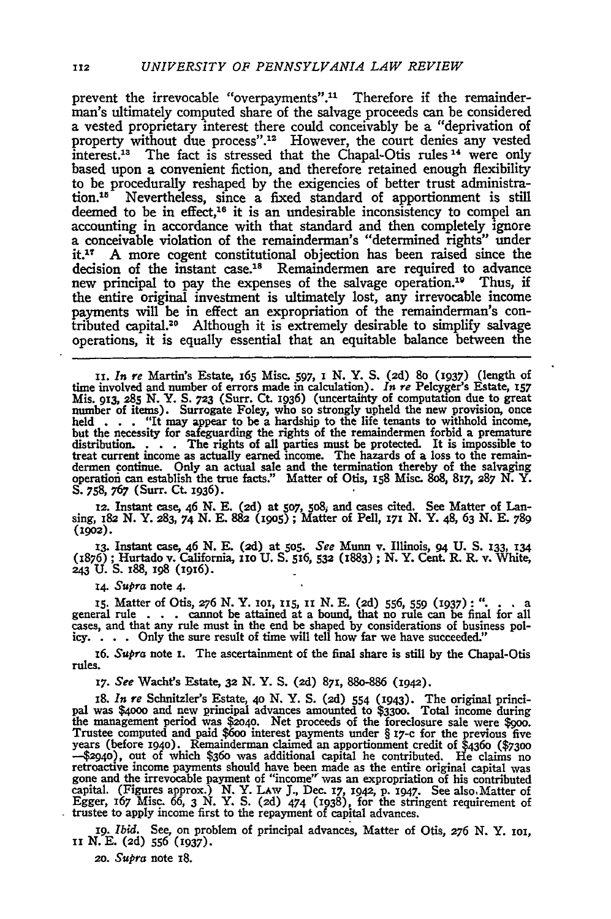prevent the irrevocable "overpayments".[11] Therefore if the remainderman's ultimately computed share of the salvage proceeds can be considered a vested proprietary interest there could conceivably be a "deprivation of property without due process".[12] However, the court denies any vested interest.[13] The fact is stressed that the Chapal-Otis rules[14] were only based upon a convenient fiction, and therefore retained enough flexibility to be procedurally reshaped by the exigencies of better trust administration.[15] Nevertheless, since a fixed standard of apportionment is still deemed to be in effect,[16] it is an undesirable inconsistency to compel an accounting in accordance with that standard and then completely ignore a conceivable violation of the remainderman's "determined rights" under it.[17] A more cogent constitutional objection has been raised since the decision of the instant case.[18] Remaindermen are required to advance new principal to pay the expenses of the salvage operation.[19] Thus, if the entire original investment is ultimately lost, any irrevocable income payments will be in effect an expropriation of the remainderman's contributed capital.[20] Although it is extremely desirable to simplify salvage operations, it is equally essential that an equitable balance between the

11. *In re* Martin's Estate, 165 Misc. 597, 1 N. Y. S. (2d) 80 (1937) (length of time involved and number of errors made in calculation). *In re* Pelcyger's Estate, 157 Mis. 913, 285 N. Y. S. 723 (Surr. Ct. 1936) (uncertainty of computation due to great number of items). Surrogate Foley, who so strongly upheld the new provision, once held . . . "It may appear to be a hardship to the life tenants to withhold income, but the necessity for safeguarding the rights of the remaindermen forbid a premature distribution. . . . The rights of all parties must be protected. It is impossible to treat current income as actually earned income. The hazards of a loss to the remaindermen continue. Only an actual sale and the termination thereby of the salvaging operation can establish the true facts." Matter of Otis, 158 Misc. 808, 817, 287 N. Y. S. 758, 767 (Surr. Ct. 1936).

12. Instant case, 46 N. E. (2d) at 507, 508; and cases cited. See Matter of Lansing, 182 N. Y. 283, 74 N. E. 882 (1905); Matter of Pell, 171 N. Y. 48, 63 N. E. 789 (1902).

13. Instant case, 46 N. E. (2d) at 505. *See* Munn v. Illinois, 94 U. S. 133, 134 (1876); Hurtado v. California, 110 U. S. 516, 532 (1883); N. Y. Cent. R. R. v. White, 243 U. S. 188, 198 (1916).

14. *Supra* note 4.

15. Matter of Otis, 276 N. Y. 101, 115, 11 N. E. (2d) 556, 559 (1937): ". . . a general rule . . . cannot be attained at a bound, that no rule can be final for all cases, and that any rule must in the end be shaped by considerations of business policy. . . . Only the sure result of time will tell how far we have succeeded."

16. *Supra* note 1. The ascertainment of the final share is still by the Chapal-Otis rules.

17. *See* Wacht's Estate, 32 N. Y. S. (2d) 871, 880-886 (1942).

18. *In re* Schnitzler's Estate, 40 N. Y. S. (2d) 554 (1943). The original principal was $4000 and new principal advances amounted to $3300. Total income during the management period was $2040. Net proceeds of the foreclosure sale were $900. Trustee computed and paid $600 interest payments under § 17-c for the previous five years (before 1940). Remainderman claimed an apportionment credit of $4360 ($7300 —$2940), out of which $360 was additional capital he contributed. He claims no retroactive income payments should have been made as the entire original capital was gone and the irrevocable payment of "income" was an expropriation of his contributed capital. (Figures approx.) N. Y. Law J., Dec. 17, 1942, p. 1947. See also Matter of Egger, 167 Misc. 66, 3 N. Y. S. (2d) 474 (1938), for the stringent requirement of trustee to apply income first to the repayment of capital advances.

19. *Ibid.* See, on problem of principal advances, Matter of Otis, 276 N. Y. 101, 11 N. E. (2d) 556 (1937).

20. *Supra* note 18.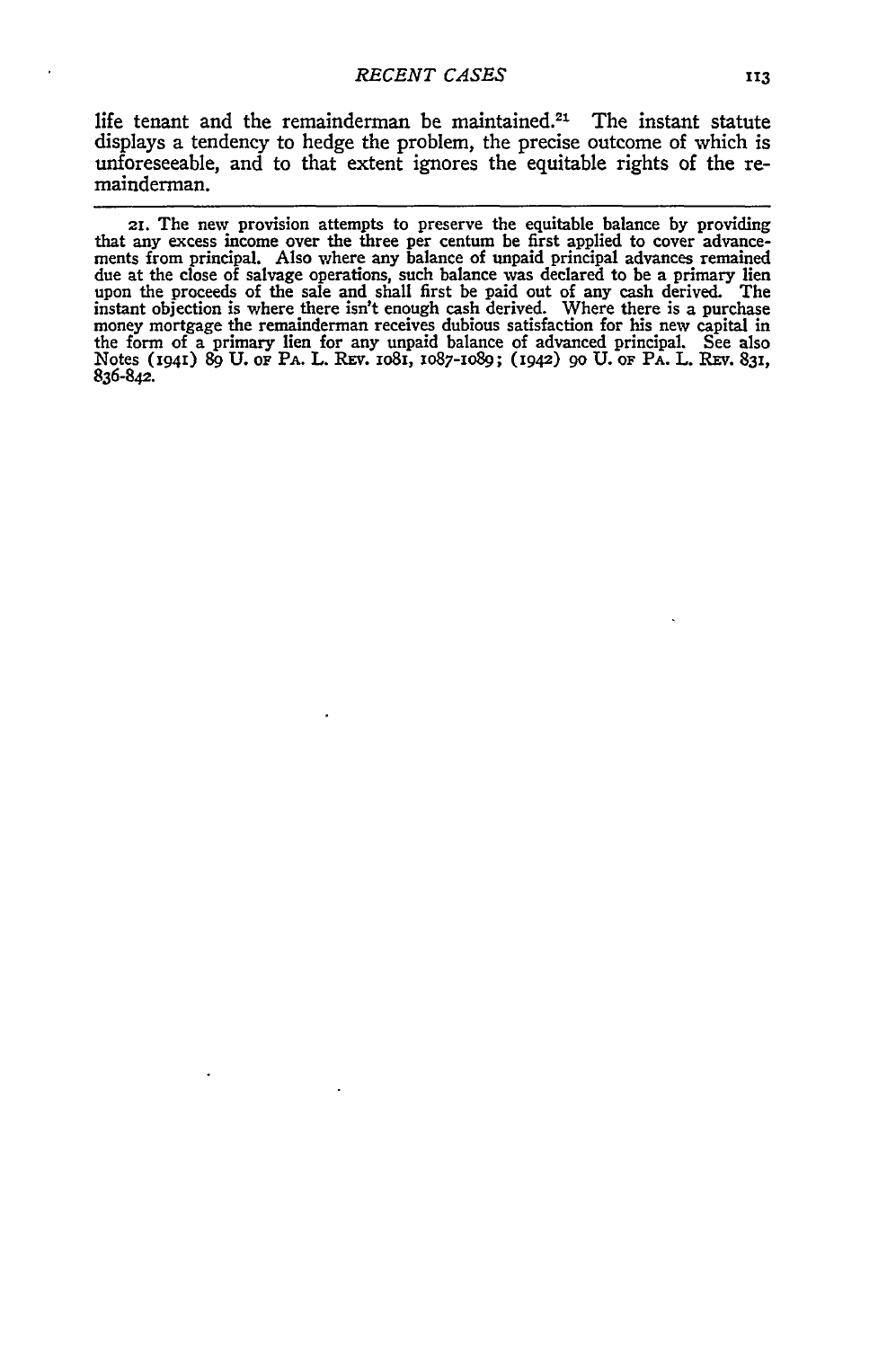life tenant and the remainderman be maintained.[21] The instant statute displays a tendency to hedge the problem, the precise outcome of which is unforeseeable, and to that extent ignores the equitable rights of the remainderman.

---

21. The new provision attempts to preserve the equitable balance by providing that any excess income over the three per centum be first applied to cover advancements from principal. Also where any balance of unpaid principal advances remained due at the close of salvage operations, such balance was declared to be a primary lien upon the proceeds of the sale and shall first be paid out of any cash derived. The instant objection is where there isn't enough cash derived. Where there is a purchase money mortgage the remainderman receives dubious satisfaction for his new capital in the form of a primary lien for any unpaid balance of advanced principal. See also Notes (1941) 89 U. OF PA. L. REV. 1081, 1087-1089; (1942) 90 U. OF PA. L. REV. 831, 836-842.